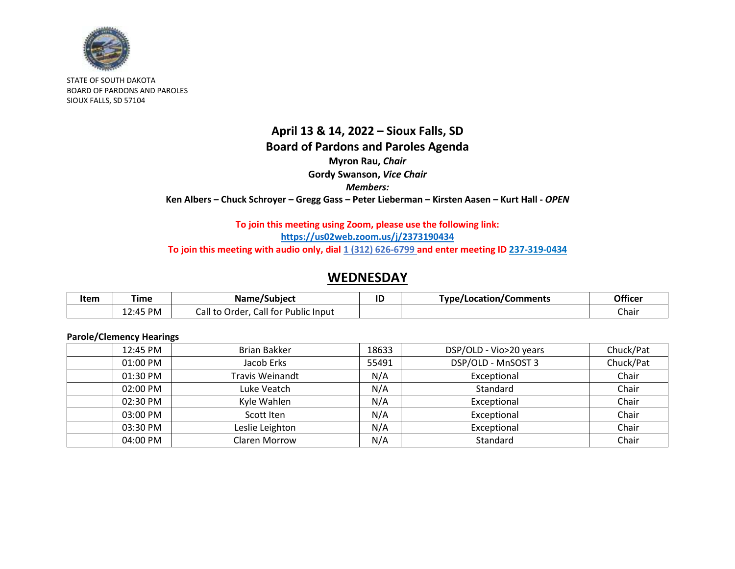STATE OF SOUTH DAKOTA
BOARD OF PARDONS AND PAROLES
SIOUX FALLS, SD 57104

# April 13 & 14, 2022 – Sioux Falls, SD
# Board of Pardons and Paroles Agenda

**Myron Rau, *Chair***

**Gordy Swanson, *Vice Chair***

***Members:***

**Ken Albers – Chuck Schroyer – Gregg Gass – Peter Lieberman – Kirsten Aasen – Kurt Hall - *OPEN***

**To join this meeting using Zoom, please use the following link:**
**https://us02web.zoom.us/j/2373190434**
**To join this meeting with audio only, dial 1 (312) 626-6799 and enter meeting ID 237-319-0434**

## WEDNESDAY

| Item | Time | Name/Subject | ID | Type/Location/Comments | Officer |
|---|---|---|---|---|---|
| | 12:45 PM | Call to Order, Call for Public Input | | | Chair |

**Parole/Clemency Hearings**

| Item | Time | Name/Subject | ID | Type/Location/Comments | Officer |
|---|---|---|---|---|---|
| | 12:45 PM | Brian Bakker | 18633 | DSP/OLD - Vio>20 years | Chuck/Pat |
| | 01:00 PM | Jacob Erks | 55491 | DSP/OLD - MnSOST 3 | Chuck/Pat |
| | 01:30 PM | Travis Weinandt | N/A | Exceptional | Chair |
| | 02:00 PM | Luke Veatch | N/A | Standard | Chair |
| | 02:30 PM | Kyle Wahlen | N/A | Exceptional | Chair |
| | 03:00 PM | Scott Iten | N/A | Exceptional | Chair |
| | 03:30 PM | Leslie Leighton | N/A | Exceptional | Chair |
| | 04:00 PM | Claren Morrow | N/A | Standard | Chair |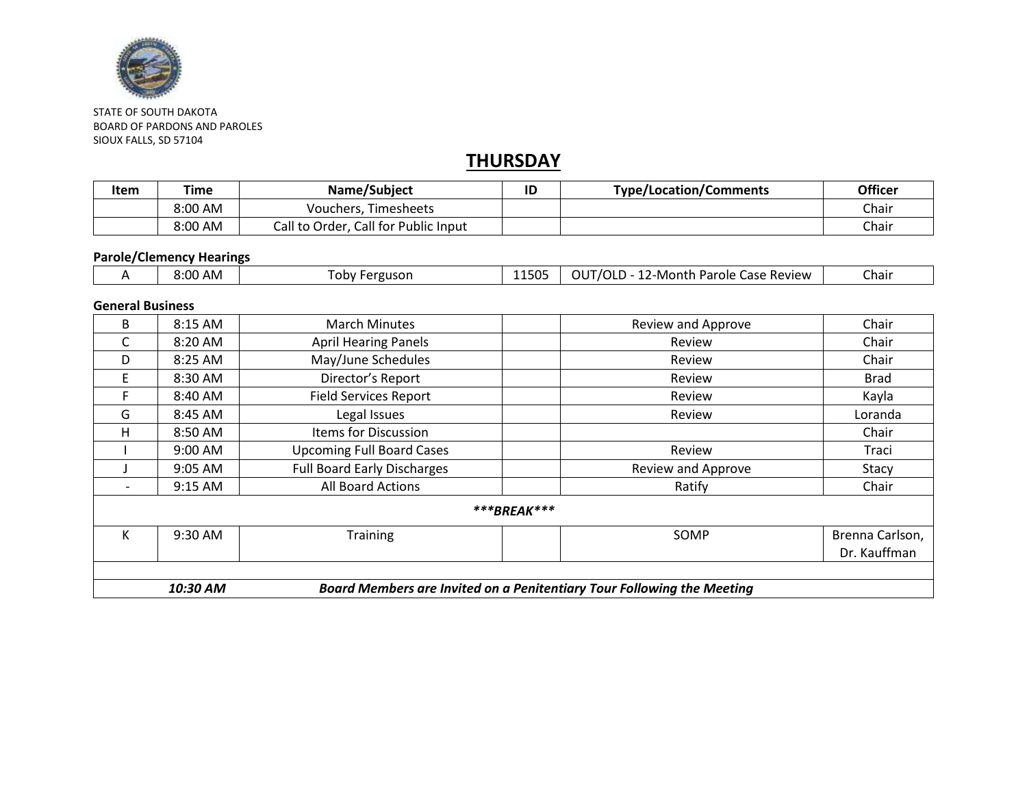STATE OF SOUTH DAKOTA
BOARD OF PARDONS AND PAROLES
SIOUX FALLS, SD 57104

# THURSDAY

| Item | Time | Name/Subject | ID | Type/Location/Comments | Officer |
|---|---|---|---|---|---|
| | 8:00 AM | Vouchers, Timesheets | | | Chair |
| | 8:00 AM | Call to Order, Call for Public Input | | | Chair |

**Parole/Clemency Hearings**

| | | | | | |
|---|---|---|---|---|---|
| A | 8:00 AM | Toby Ferguson | 11505 | OUT/OLD - 12-Month Parole Case Review | Chair |

**General Business**

| | | | | | |
|---|---|---|---|---|---|
| B | 8:15 AM | March Minutes | | Review and Approve | Chair |
| C | 8:20 AM | April Hearing Panels | | Review | Chair |
| D | 8:25 AM | May/June Schedules | | Review | Chair |
| E | 8:30 AM | Director's Report | | Review | Brad |
| F | 8:40 AM | Field Services Report | | Review | Kayla |
| G | 8:45 AM | Legal Issues | | Review | Loranda |
| H | 8:50 AM | Items for Discussion | | | Chair |
| I | 9:00 AM | Upcoming Full Board Cases | | Review | Traci |
| J | 9:05 AM | Full Board Early Discharges | | Review and Approve | Stacy |
| - | 9:15 AM | All Board Actions | | Ratify | Chair |
| ***BREAK*** | | | | | |
| K | 9:30 AM | Training | | SOMP | Brenna Carlson, Dr. Kauffman |
| | | | | | |
| | ***10:30 AM*** | ***Board Members are Invited on a Penitentiary Tour Following the Meeting*** | | | |